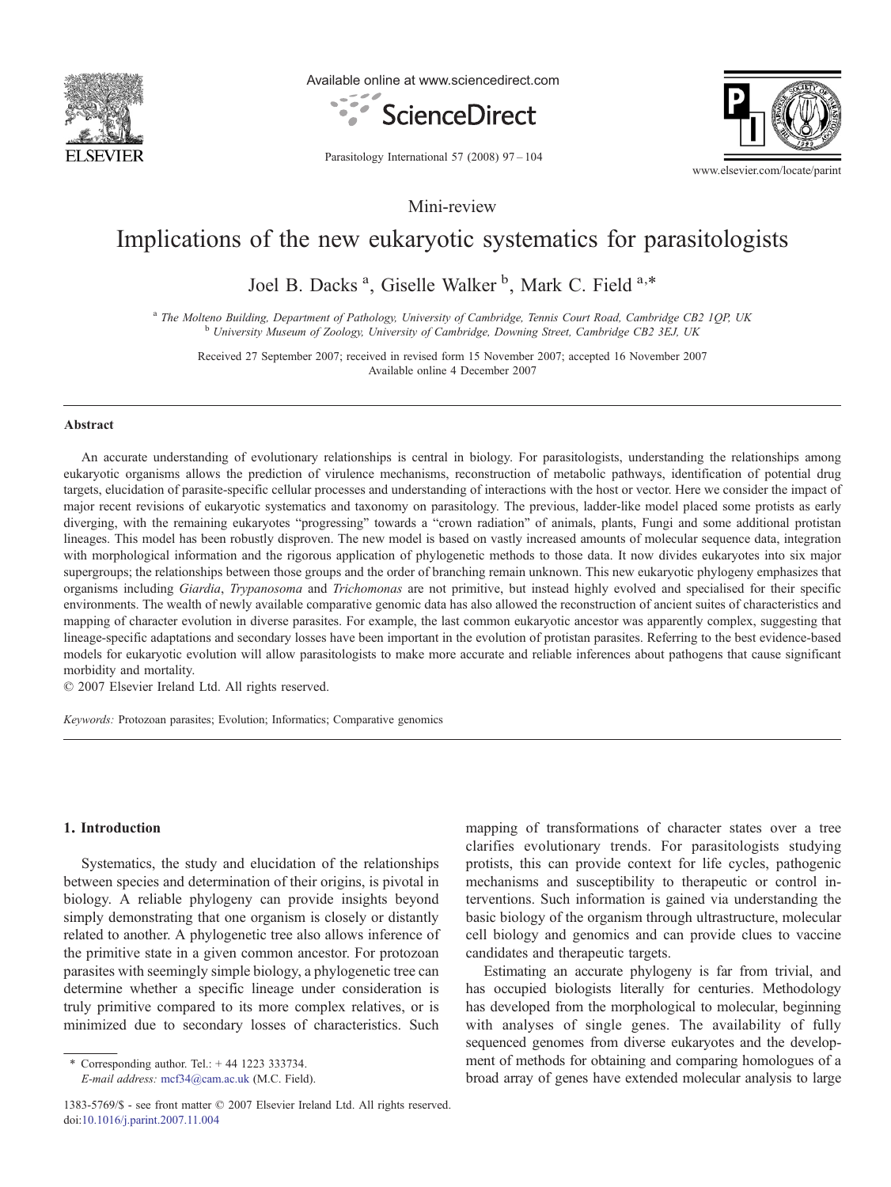Mini-review

# Implications of the new eukaryotic systematics for parasitologists

Joel B. Dacks [a], Giselle Walker [b], Mark C. Field [a,*]

[a] The Molteno Building, Department of Pathology, University of Cambridge, Tennis Court Road, Cambridge CB2 1QP, UK
[b] University Museum of Zoology, University of Cambridge, Downing Street, Cambridge CB2 3EJ, UK

Received 27 September 2007; received in revised form 15 November 2007; accepted 16 November 2007
Available online 4 December 2007

## Abstract

An accurate understanding of evolutionary relationships is central in biology. For parasitologists, understanding the relationships among eukaryotic organisms allows the prediction of virulence mechanisms, reconstruction of metabolic pathways, identification of potential drug targets, elucidation of parasite-specific cellular processes and understanding of interactions with the host or vector. Here we consider the impact of major recent revisions of eukaryotic systematics and taxonomy on parasitology. The previous, ladder-like model placed some protists as early diverging, with the remaining eukaryotes "progressing" towards a "crown radiation" of animals, plants, Fungi and some additional protistan lineages. This model has been robustly disproven. The new model is based on vastly increased amounts of molecular sequence data, integration with morphological information and the rigorous application of phylogenetic methods to those data. It now divides eukaryotes into six major supergroups; the relationships between those groups and the order of branching remain unknown. This new eukaryotic phylogeny emphasizes that organisms including *Giardia*, *Trypanosoma* and *Trichomonas* are not primitive, but instead highly evolved and specialised for their specific environments. The wealth of newly available comparative genomic data has also allowed the reconstruction of ancient suites of characteristics and mapping of character evolution in diverse parasites. For example, the last common eukaryotic ancestor was apparently complex, suggesting that lineage-specific adaptations and secondary losses have been important in the evolution of protistan parasites. Referring to the best evidence-based models for eukaryotic evolution will allow parasitologists to make more accurate and reliable inferences about pathogens that cause significant morbidity and mortality.
© 2007 Elsevier Ireland Ltd. All rights reserved.

*Keywords:* Protozoan parasites; Evolution; Informatics; Comparative genomics

## 1. Introduction

Systematics, the study and elucidation of the relationships between species and determination of their origins, is pivotal in biology. A reliable phylogeny can provide insights beyond simply demonstrating that one organism is closely or distantly related to another. A phylogenetic tree also allows inference of the primitive state in a given common ancestor. For protozoan parasites with seemingly simple biology, a phylogenetic tree can determine whether a specific lineage under consideration is truly primitive compared to its more complex relatives, or is minimized due to secondary losses of characteristics. Such mapping of transformations of character states over a tree clarifies evolutionary trends. For parasitologists studying protists, this can provide context for life cycles, pathogenic mechanisms and susceptibility to therapeutic or control interventions. Such information is gained via understanding the basic biology of the organism through ultrastructure, molecular cell biology and genomics and can provide clues to vaccine candidates and therapeutic targets.

Estimating an accurate phylogeny is far from trivial, and has occupied biologists literally for centuries. Methodology has developed from the morphological to molecular, beginning with analyses of single genes. The availability of fully sequenced genomes from diverse eukaryotes and the development of methods for obtaining and comparing homologues of a broad array of genes have extended molecular analysis to large

\* Corresponding author. Tel.: + 44 1223 333734.
*E-mail address:* mcf34@cam.ac.uk (M.C. Field).

1383-5769/$ - see front matter © 2007 Elsevier Ireland Ltd. All rights reserved.
doi:10.1016/j.parint.2007.11.004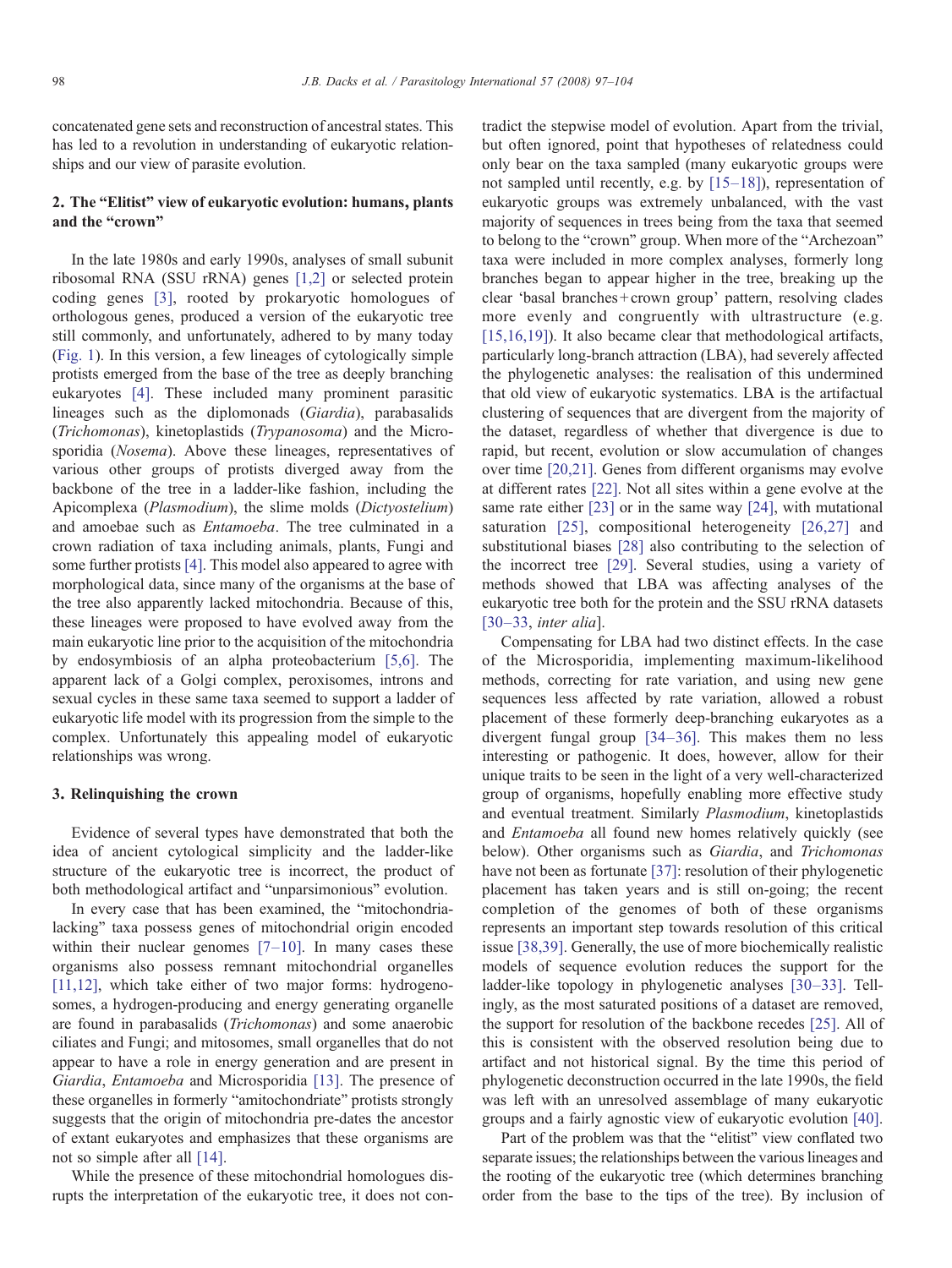concatenated gene sets and reconstruction of ancestral states. This has led to a revolution in understanding of eukaryotic relationships and our view of parasite evolution.

## 2. The "Elitist" view of eukaryotic evolution: humans, plants and the "crown"

In the late 1980s and early 1990s, analyses of small subunit ribosomal RNA (SSU rRNA) genes [1,2] or selected protein coding genes [3], rooted by prokaryotic homologues of orthologous genes, produced a version of the eukaryotic tree still commonly, and unfortunately, adhered to by many today (Fig. 1). In this version, a few lineages of cytologically simple protists emerged from the base of the tree as deeply branching eukaryotes [4]. These included many prominent parasitic lineages such as the diplomonads (*Giardia*), parabasalids (*Trichomonas*), kinetoplastids (*Trypanosoma*) and the Microsporidia (*Nosema*). Above these lineages, representatives of various other groups of protists diverged away from the backbone of the tree in a ladder-like fashion, including the Apicomplexa (*Plasmodium*), the slime molds (*Dictyostelium*) and amoebae such as *Entamoeba*. The tree culminated in a crown radiation of taxa including animals, plants, Fungi and some further protists [4]. This model also appeared to agree with morphological data, since many of the organisms at the base of the tree also apparently lacked mitochondria. Because of this, these lineages were proposed to have evolved away from the main eukaryotic line prior to the acquisition of the mitochondria by endosymbiosis of an alpha proteobacterium [5,6]. The apparent lack of a Golgi complex, peroxisomes, introns and sexual cycles in these same taxa seemed to support a ladder of eukaryotic life model with its progression from the simple to the complex. Unfortunately this appealing model of eukaryotic relationships was wrong.

## 3. Relinquishing the crown

Evidence of several types have demonstrated that both the idea of ancient cytological simplicity and the ladder-like structure of the eukaryotic tree is incorrect, the product of both methodological artifact and "unparsimonious" evolution.

In every case that has been examined, the "mitochondria-lacking" taxa possess genes of mitochondrial origin encoded within their nuclear genomes [7–10]. In many cases these organisms also possess remnant mitochondrial organelles [11,12], which take either of two major forms: hydrogenosomes, a hydrogen-producing and energy generating organelle are found in parabasalids (*Trichomonas*) and some anaerobic ciliates and Fungi; and mitosomes, small organelles that do not appear to have a role in energy generation and are present in *Giardia*, *Entamoeba* and Microsporidia [13]. The presence of these organelles in formerly "amitochondriate" protists strongly suggests that the origin of mitochondria pre-dates the ancestor of extant eukaryotes and emphasizes that these organisms are not so simple after all [14].

While the presence of these mitochondrial homologues disrupts the interpretation of the eukaryotic tree, it does not contradict the stepwise model of evolution. Apart from the trivial, but often ignored, point that hypotheses of relatedness could only bear on the taxa sampled (many eukaryotic groups were not sampled until recently, e.g. by [15–18]), representation of eukaryotic groups was extremely unbalanced, with the vast majority of sequences in trees being from the taxa that seemed to belong to the "crown" group. When more of the "Archezoan" taxa were included in more complex analyses, formerly long branches began to appear higher in the tree, breaking up the clear 'basal branches + crown group' pattern, resolving clades more evenly and congruently with ultrastructure (e.g. [15,16,19]). It also became clear that methodological artifacts, particularly long-branch attraction (LBA), had severely affected the phylogenetic analyses: the realisation of this undermined that old view of eukaryotic systematics. LBA is the artifactual clustering of sequences that are divergent from the majority of the dataset, regardless of whether that divergence is due to rapid, but recent, evolution or slow accumulation of changes over time [20,21]. Genes from different organisms may evolve at different rates [22]. Not all sites within a gene evolve at the same rate either [23] or in the same way [24], with mutational saturation [25], compositional heterogeneity [26,27] and substitutional biases [28] also contributing to the selection of the incorrect tree [29]. Several studies, using a variety of methods showed that LBA was affecting analyses of the eukaryotic tree both for the protein and the SSU rRNA datasets [30–33, *inter alia*].

Compensating for LBA had two distinct effects. In the case of the Microsporidia, implementing maximum-likelihood methods, correcting for rate variation, and using new gene sequences less affected by rate variation, allowed a robust placement of these formerly deep-branching eukaryotes as a divergent fungal group [34–36]. This makes them no less interesting or pathogenic. It does, however, allow for their unique traits to be seen in the light of a very well-characterized group of organisms, hopefully enabling more effective study and eventual treatment. Similarly *Plasmodium*, kinetoplastids and *Entamoeba* all found new homes relatively quickly (see below). Other organisms such as *Giardia*, and *Trichomonas* have not been as fortunate [37]: resolution of their phylogenetic placement has taken years and is still on-going; the recent completion of the genomes of both of these organisms represents an important step towards resolution of this critical issue [38,39]. Generally, the use of more biochemically realistic models of sequence evolution reduces the support for the ladder-like topology in phylogenetic analyses [30–33]. Tellingly, as the most saturated positions of a dataset are removed, the support for resolution of the backbone recedes [25]. All of this is consistent with the observed resolution being due to artifact and not historical signal. By the time this period of phylogenetic deconstruction occurred in the late 1990s, the field was left with an unresolved assemblage of many eukaryotic groups and a fairly agnostic view of eukaryotic evolution [40].

Part of the problem was that the "elitist" view conflated two separate issues; the relationships between the various lineages and the rooting of the eukaryotic tree (which determines branching order from the base to the tips of the tree). By inclusion of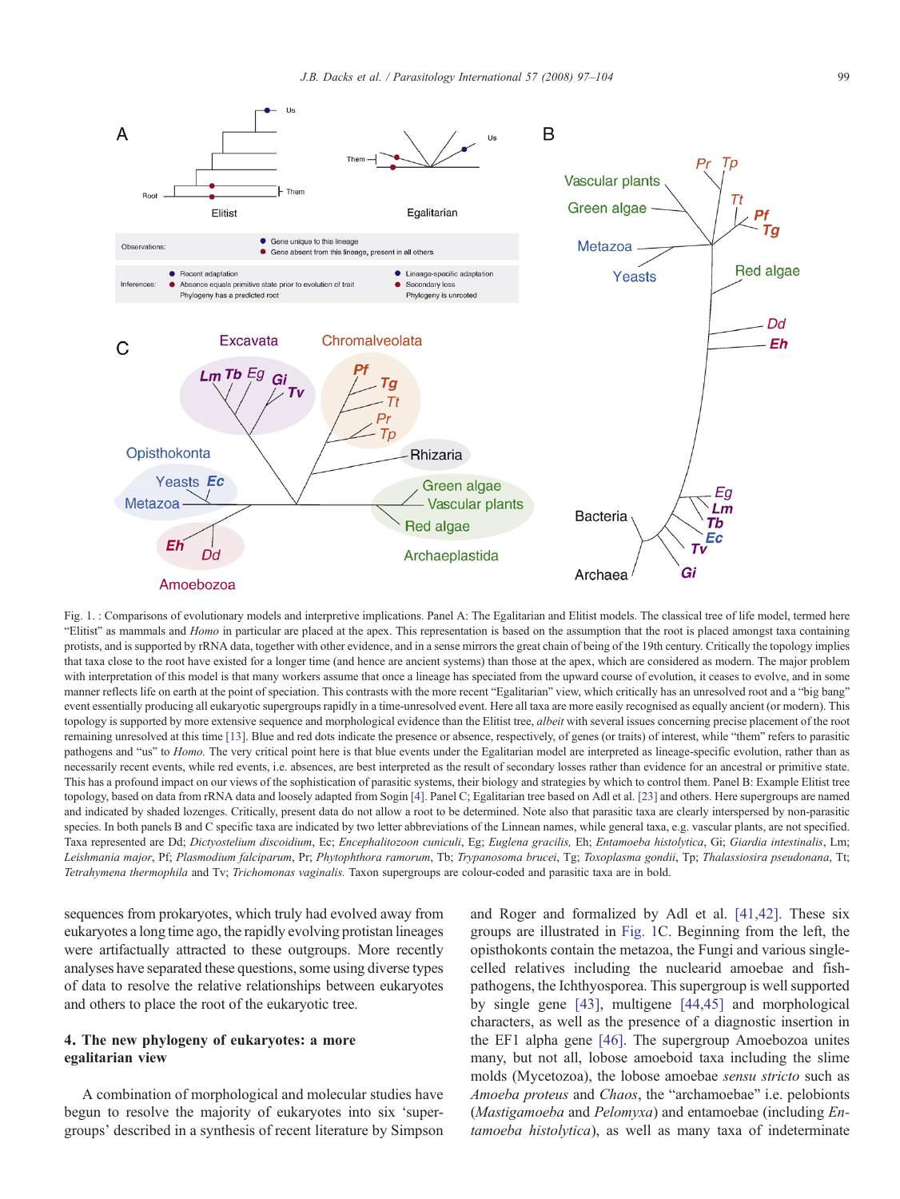A

Us

Root

Them

Elitist

Them

Us

Egalitarian

Observations: Gene unique to this lineage; Gene absent from this lineage, present in all others

Inferences: Recent adaptation; Absence equals primitive state prior to evolution of trait; Phylogeny has a predicted root; Lineage-specific adaptation; Secondary loss; Phylogeny is unrooted

B

Pr Tp Tt Pf Tg

Vascular plants

Green algae

Metazoa

Yeasts

Red algae

Dd

Eh

Eg Lm Tb Ec Tv Gi

Bacteria

Archaea

C

Excavata

Lm Tb Eg Gi Tv

Chromalveolata

Pf Tg Tt Pr Tp

Rhizaria

Opisthokonta

Yeasts Ec

Metazoa

Eh Dd

Amoebozoa

Green algae

Vascular plants

Red algae

Archaeplastida

Fig. 1. : Comparisons of evolutionary models and interpretive implications. Panel A: The Egalitarian and Elitist models. The classical tree of life model, termed here "Elitist" as mammals and *Homo* in particular are placed at the apex. This representation is based on the assumption that the root is placed amongst taxa containing protists, and is supported by rRNA data, together with other evidence, and in a sense mirrors the great chain of being of the 19th century. Critically the topology implies that taxa close to the root have existed for a longer time (and hence are ancient systems) than those at the apex, which are considered as modern. The major problem with interpretation of this model is that many workers assume that once a lineage has speciated from the upward course of evolution, it ceases to evolve, and in some manner reflects life on earth at the point of speciation. This contrasts with the more recent "Egalitarian" view, which critically has an unresolved root and a "big bang" event essentially producing all eukaryotic supergroups rapidly in a time-unresolved event. Here all taxa are more easily recognised as equally ancient (or modern). This topology is supported by more extensive sequence and morphological evidence than the Elitist tree, *albeit* with several issues concerning precise placement of the root remaining unresolved at this time [13]. Blue and red dots indicate the presence or absence, respectively, of genes (or traits) of interest, while "them" refers to parasitic pathogens and "us" to *Homo.* The very critical point here is that blue events under the Egalitarian model are interpreted as lineage-specific evolution, rather than as necessarily recent events, while red events, i.e. absences, are best interpreted as the result of secondary losses rather than evidence for an ancestral or primitive state. This has a profound impact on our views of the sophistication of parasitic systems, their biology and strategies by which to control them. Panel B: Example Elitist tree topology, based on data from rRNA data and loosely adapted from Sogin [4]. Panel C; Egalitarian tree based on Adl et al. [23] and others. Here supergroups are named and indicated by shaded lozenges. Critically, present data do not allow a root to be determined. Note also that parasitic taxa are clearly interspersed by non-parasitic species. In both panels B and C specific taxa are indicated by two letter abbreviations of the Linnean names, while general taxa, e.g. vascular plants, are not specified. Taxa represented are Dd; *Dictyostelium discoidium*, Ec; *Encephalitozoon cuniculi*, Eg; *Euglena gracilis,* Eh; *Entamoeba histolytica*, Gi; *Giardia intestinalis*, Lm; *Leishmania major*, Pf; *Plasmodium falciparum*, Pr; *Phytophthora ramorum*, Tb; *Trypanosoma brucei*, Tg; *Toxoplasma gondii*, Tp; *Thalassiosira pseudonana*, Tt; *Tetrahymena thermophila* and Tv; *Trichomonas vaginalis.* Taxon supergroups are colour-coded and parasitic taxa are in bold.

sequences from prokaryotes, which truly had evolved away from eukaryotes a long time ago, the rapidly evolving protistan lineages were artifactually attracted to these outgroups. More recently analyses have separated these questions, some using diverse types of data to resolve the relative relationships between eukaryotes and others to place the root of the eukaryotic tree.

## 4. The new phylogeny of eukaryotes: a more egalitarian view

A combination of morphological and molecular studies have begun to resolve the majority of eukaryotes into six 'supergroups' described in a synthesis of recent literature by Simpson and Roger and formalized by Adl et al. [41,42]. These six groups are illustrated in Fig. 1C. Beginning from the left, the opisthokonts contain the metazoa, the Fungi and various single-celled relatives including the nuclearid amoebae and fish-pathogens, the Ichthyosporea. This supergroup is well supported by single gene [43], multigene [44,45] and morphological characters, as well as the presence of a diagnostic insertion in the EF1 alpha gene [46]. The supergroup Amoebozoa unites many, but not all, lobose amoeboid taxa including the slime molds (Mycetozoa), the lobose amoebae *sensu stricto* such as *Amoeba proteus* and *Chaos*, the "archamoebae" i.e. pelobionts (*Mastigamoeba* and *Pelomyxa*) and entamoebae (including *Entamoeba histolytica*), as well as many taxa of indeterminate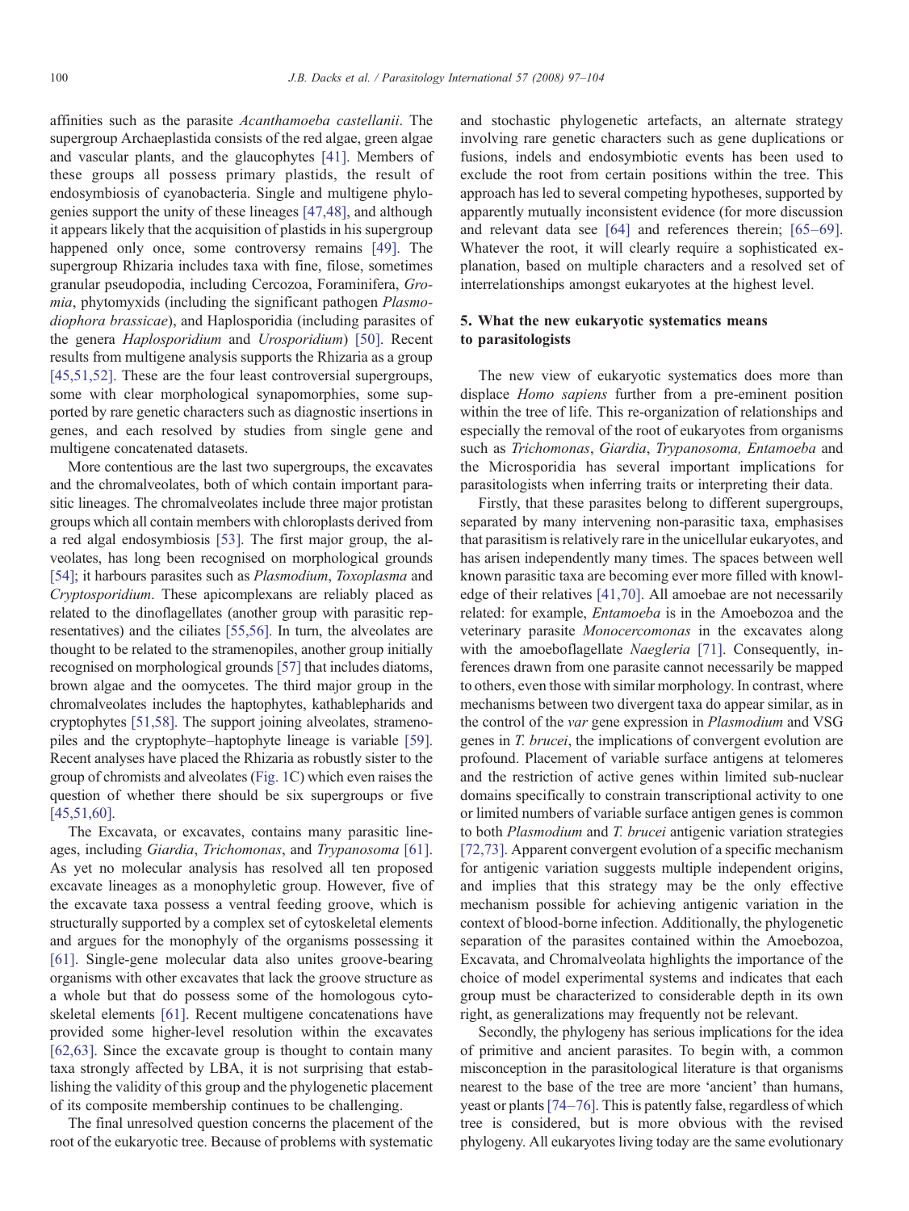affinities such as the parasite *Acanthamoeba castellanii*. The supergroup Archaeplastida consists of the red algae, green algae and vascular plants, and the glaucophytes [41]. Members of these groups all possess primary plastids, the result of endosymbiosis of cyanobacteria. Single and multigene phylogenies support the unity of these lineages [47,48], and although it appears likely that the acquisition of plastids in his supergroup happened only once, some controversy remains [49]. The supergroup Rhizaria includes taxa with fine, filose, sometimes granular pseudopodia, including Cercozoa, Foraminifera, *Gromia*, phytomyxids (including the significant pathogen *Plasmodiophora brassicae*), and Haplosporidia (including parasites of the genera *Haplosporidium* and *Urosporidium*) [50]. Recent results from multigene analysis supports the Rhizaria as a group [45,51,52]. These are the four least controversial supergroups, some with clear morphological synapomorphies, some supported by rare genetic characters such as diagnostic insertions in genes, and each resolved by studies from single gene and multigene concatenated datasets.

More contentious are the last two supergroups, the excavates and the chromalveolates, both of which contain important parasitic lineages. The chromalveolates include three major protistan groups which all contain members with chloroplasts derived from a red algal endosymbiosis [53]. The first major group, the alveolates, has long been recognised on morphological grounds [54]; it harbours parasites such as *Plasmodium*, *Toxoplasma* and *Cryptosporidium*. These apicomplexans are reliably placed as related to the dinoflagellates (another group with parasitic representatives) and the ciliates [55,56]. In turn, the alveolates are thought to be related to the stramenopiles, another group initially recognised on morphological grounds [57] that includes diatoms, brown algae and the oomycetes. The third major group in the chromalveolates includes the haptophytes, kathablepharids and cryptophytes [51,58]. The support joining alveolates, stramenopiles and the cryptophyte–haptophyte lineage is variable [59]. Recent analyses have placed the Rhizaria as robustly sister to the group of chromists and alveolates (Fig. 1C) which even raises the question of whether there should be six supergroups or five [45,51,60].

The Excavata, or excavates, contains many parasitic lineages, including *Giardia*, *Trichomonas*, and *Trypanosoma* [61]. As yet no molecular analysis has resolved all ten proposed excavate lineages as a monophyletic group. However, five of the excavate taxa possess a ventral feeding groove, which is structurally supported by a complex set of cytoskeletal elements and argues for the monophyly of the organisms possessing it [61]. Single-gene molecular data also unites groove-bearing organisms with other excavates that lack the groove structure as a whole but that do possess some of the homologous cytoskeletal elements [61]. Recent multigene concatenations have provided some higher-level resolution within the excavates [62,63]. Since the excavate group is thought to contain many taxa strongly affected by LBA, it is not surprising that establishing the validity of this group and the phylogenetic placement of its composite membership continues to be challenging.

The final unresolved question concerns the placement of the root of the eukaryotic tree. Because of problems with systematic and stochastic phylogenetic artefacts, an alternate strategy involving rare genetic characters such as gene duplications or fusions, indels and endosymbiotic events has been used to exclude the root from certain positions within the tree. This approach has led to several competing hypotheses, supported by apparently mutually inconsistent evidence (for more discussion and relevant data see [64] and references therein; [65–69]. Whatever the root, it will clearly require a sophisticated explanation, based on multiple characters and a resolved set of interrelationships amongst eukaryotes at the highest level.

## 5. What the new eukaryotic systematics means to parasitologists

The new view of eukaryotic systematics does more than displace *Homo sapiens* further from a pre-eminent position within the tree of life. This re-organization of relationships and especially the removal of the root of eukaryotes from organisms such as *Trichomonas*, *Giardia*, *Trypanosoma, Entamoeba* and the Microsporidia has several important implications for parasitologists when inferring traits or interpreting their data.

Firstly, that these parasites belong to different supergroups, separated by many intervening non-parasitic taxa, emphasises that parasitism is relatively rare in the unicellular eukaryotes, and has arisen independently many times. The spaces between well known parasitic taxa are becoming ever more filled with knowledge of their relatives [41,70]. All amoebae are not necessarily related: for example, *Entamoeba* is in the Amoebozoa and the veterinary parasite *Monocercomonas* in the excavates along with the amoeboflagellate *Naegleria* [71]. Consequently, inferences drawn from one parasite cannot necessarily be mapped to others, even those with similar morphology. In contrast, where mechanisms between two divergent taxa do appear similar, as in the control of the *var* gene expression in *Plasmodium* and VSG genes in *T. brucei*, the implications of convergent evolution are profound. Placement of variable surface antigens at telomeres and the restriction of active genes within limited sub-nuclear domains specifically to constrain transcriptional activity to one or limited numbers of variable surface antigen genes is common to both *Plasmodium* and *T. brucei* antigenic variation strategies [72,73]. Apparent convergent evolution of a specific mechanism for antigenic variation suggests multiple independent origins, and implies that this strategy may be the only effective mechanism possible for achieving antigenic variation in the context of blood-borne infection. Additionally, the phylogenetic separation of the parasites contained within the Amoebozoa, Excavata, and Chromalveolata highlights the importance of the choice of model experimental systems and indicates that each group must be characterized to considerable depth in its own right, as generalizations may frequently not be relevant.

Secondly, the phylogeny has serious implications for the idea of primitive and ancient parasites. To begin with, a common misconception in the parasitological literature is that organisms nearest to the base of the tree are more 'ancient' than humans, yeast or plants [74–76]. This is patently false, regardless of which tree is considered, but is more obvious with the revised phylogeny. All eukaryotes living today are the same evolutionary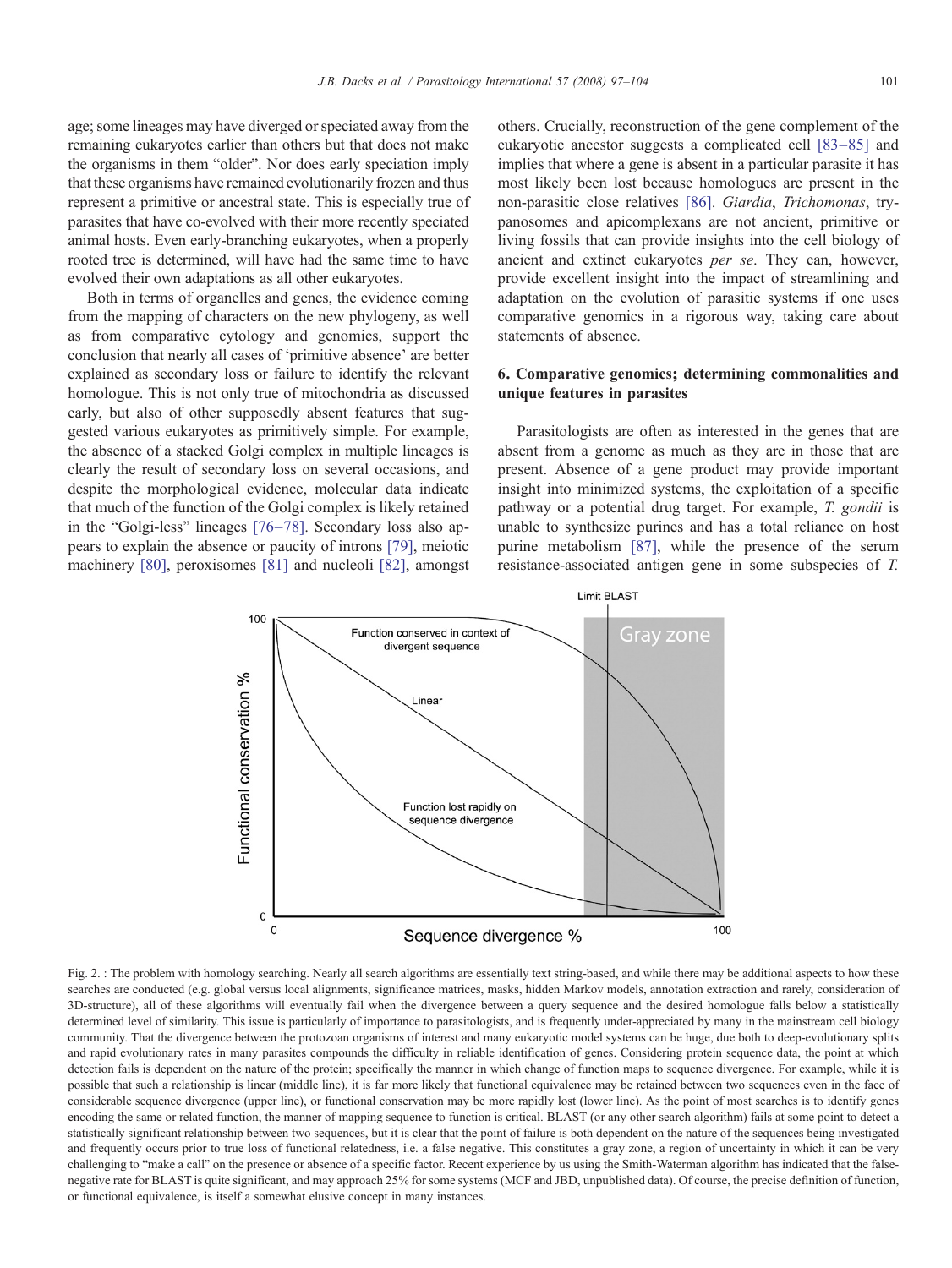age; some lineages may have diverged or speciated away from the remaining eukaryotes earlier than others but that does not make the organisms in them "older". Nor does early speciation imply that these organisms have remained evolutionarily frozen and thus represent a primitive or ancestral state. This is especially true of parasites that have co-evolved with their more recently speciated animal hosts. Even early-branching eukaryotes, when a properly rooted tree is determined, will have had the same time to have evolved their own adaptations as all other eukaryotes.

Both in terms of organelles and genes, the evidence coming from the mapping of characters on the new phylogeny, as well as from comparative cytology and genomics, support the conclusion that nearly all cases of 'primitive absence' are better explained as secondary loss or failure to identify the relevant homologue. This is not only true of mitochondria as discussed early, but also of other supposedly absent features that suggested various eukaryotes as primitively simple. For example, the absence of a stacked Golgi complex in multiple lineages is clearly the result of secondary loss on several occasions, and despite the morphological evidence, molecular data indicate that much of the function of the Golgi complex is likely retained in the "Golgi-less" lineages [76–78]. Secondary loss also appears to explain the absence or paucity of introns [79], meiotic machinery [80], peroxisomes [81] and nucleoli [82], amongst others. Crucially, reconstruction of the gene complement of the eukaryotic ancestor suggests a complicated cell [83–85] and implies that where a gene is absent in a particular parasite it has most likely been lost because homologues are present in the non-parasitic close relatives [86]. *Giardia*, *Trichomonas*, trypanosomes and apicomplexans are not ancient, primitive or living fossils that can provide insights into the cell biology of ancient and extinct eukaryotes *per se*. They can, however, provide excellent insight into the impact of streamlining and adaptation on the evolution of parasitic systems if one uses comparative genomics in a rigorous way, taking care about statements of absence.

## 6. Comparative genomics; determining commonalities and unique features in parasites

Parasitologists are often as interested in the genes that are absent from a genome as much as they are in those that are present. Absence of a gene product may provide important insight into minimized systems, the exploitation of a specific pathway or a potential drug target. For example, *T. gondii* is unable to synthesize purines and has a total reliance on host purine metabolism [87], while the presence of the serum resistance-associated antigen gene in some subspecies of *T.*

Fig. 2. : The problem with homology searching. Nearly all search algorithms are essentially text string-based, and while there may be additional aspects to how these searches are conducted (e.g. global versus local alignments, significance matrices, masks, hidden Markov models, annotation extraction and rarely, consideration of 3D-structure), all of these algorithms will eventually fail when the divergence between a query sequence and the desired homologue falls below a statistically determined level of similarity. This issue is particularly of importance to parasitologists, and is frequently under-appreciated by many in the mainstream cell biology community. That the divergence between the protozoan organisms of interest and many eukaryotic model systems can be huge, due both to deep-evolutionary splits and rapid evolutionary rates in many parasites compounds the difficulty in reliable identification of genes. Considering protein sequence data, the point at which detection fails is dependent on the nature of the protein; specifically the manner in which change of function maps to sequence divergence. For example, while it is possible that such a relationship is linear (middle line), it is far more likely that functional equivalence may be retained between two sequences even in the face of considerable sequence divergence (upper line), or functional conservation may be more rapidly lost (lower line). As the point of most searches is to identify genes encoding the same or related function, the manner of mapping sequence to function is critical. BLAST (or any other search algorithm) fails at some point to detect a statistically significant relationship between two sequences, but it is clear that the point of failure is both dependent on the nature of the sequences being investigated and frequently occurs prior to true loss of functional relatedness, i.e. a false negative. This constitutes a gray zone, a region of uncertainty in which it can be very challenging to "make a call" on the presence or absence of a specific factor. Recent experience by us using the Smith-Waterman algorithm has indicated that the false-negative rate for BLAST is quite significant, and may approach 25% for some systems (MCF and JBD, unpublished data). Of course, the precise definition of function, or functional equivalence, is itself a somewhat elusive concept in many instances.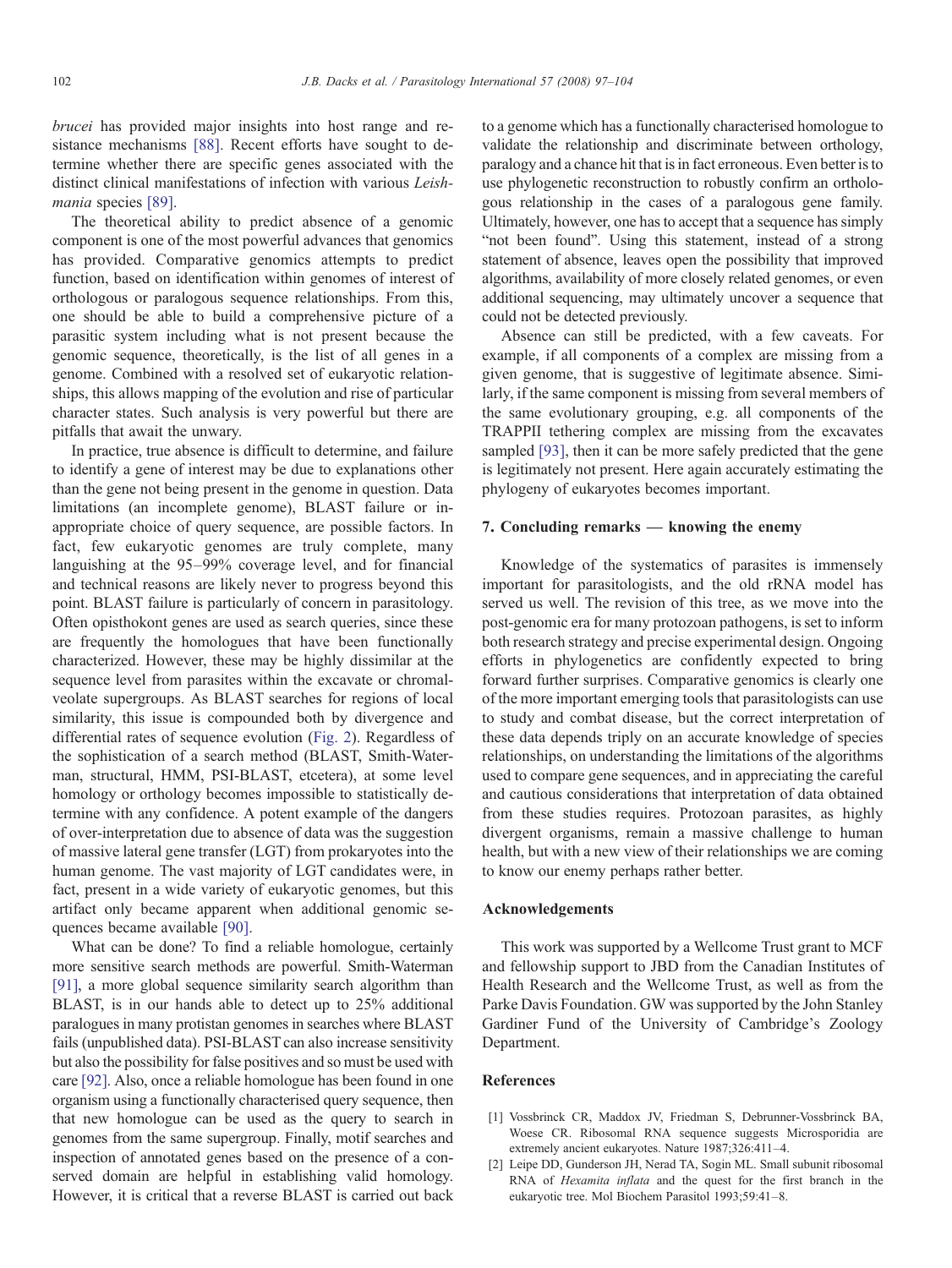*brucei* has provided major insights into host range and resistance mechanisms [88]. Recent efforts have sought to determine whether there are specific genes associated with the distinct clinical manifestations of infection with various *Leishmania* species [89].

The theoretical ability to predict absence of a genomic component is one of the most powerful advances that genomics has provided. Comparative genomics attempts to predict function, based on identification within genomes of interest of orthologous or paralogous sequence relationships. From this, one should be able to build a comprehensive picture of a parasitic system including what is not present because the genomic sequence, theoretically, is the list of all genes in a genome. Combined with a resolved set of eukaryotic relationships, this allows mapping of the evolution and rise of particular character states. Such analysis is very powerful but there are pitfalls that await the unwary.

In practice, true absence is difficult to determine, and failure to identify a gene of interest may be due to explanations other than the gene not being present in the genome in question. Data limitations (an incomplete genome), BLAST failure or inappropriate choice of query sequence, are possible factors. In fact, few eukaryotic genomes are truly complete, many languishing at the 95–99% coverage level, and for financial and technical reasons are likely never to progress beyond this point. BLAST failure is particularly of concern in parasitology. Often opisthokont genes are used as search queries, since these are frequently the homologues that have been functionally characterized. However, these may be highly dissimilar at the sequence level from parasites within the excavate or chromalveolate supergroups. As BLAST searches for regions of local similarity, this issue is compounded both by divergence and differential rates of sequence evolution (Fig. 2). Regardless of the sophistication of a search method (BLAST, Smith-Waterman, structural, HMM, PSI-BLAST, etcetera), at some level homology or orthology becomes impossible to statistically determine with any confidence. A potent example of the dangers of over-interpretation due to absence of data was the suggestion of massive lateral gene transfer (LGT) from prokaryotes into the human genome. The vast majority of LGT candidates were, in fact, present in a wide variety of eukaryotic genomes, but this artifact only became apparent when additional genomic sequences became available [90].

What can be done? To find a reliable homologue, certainly more sensitive search methods are powerful. Smith-Waterman [91], a more global sequence similarity search algorithm than BLAST, is in our hands able to detect up to 25% additional paralogues in many protistan genomes in searches where BLAST fails (unpublished data). PSI-BLAST can also increase sensitivity but also the possibility for false positives and so must be used with care [92]. Also, once a reliable homologue has been found in one organism using a functionally characterised query sequence, then that new homologue can be used as the query to search in genomes from the same supergroup. Finally, motif searches and inspection of annotated genes based on the presence of a conserved domain are helpful in establishing valid homology. However, it is critical that a reverse BLAST is carried out back to a genome which has a functionally characterised homologue to validate the relationship and discriminate between orthology, paralogy and a chance hit that is in fact erroneous. Even better is to use phylogenetic reconstruction to robustly confirm an orthologous relationship in the cases of a paralogous gene family. Ultimately, however, one has to accept that a sequence has simply "not been found". Using this statement, instead of a strong statement of absence, leaves open the possibility that improved algorithms, availability of more closely related genomes, or even additional sequencing, may ultimately uncover a sequence that could not be detected previously.

Absence can still be predicted, with a few caveats. For example, if all components of a complex are missing from a given genome, that is suggestive of legitimate absence. Similarly, if the same component is missing from several members of the same evolutionary grouping, e.g. all components of the TRAPPII tethering complex are missing from the excavates sampled [93], then it can be more safely predicted that the gene is legitimately not present. Here again accurately estimating the phylogeny of eukaryotes becomes important.

## 7. Concluding remarks — knowing the enemy

Knowledge of the systematics of parasites is immensely important for parasitologists, and the old rRNA model has served us well. The revision of this tree, as we move into the post-genomic era for many protozoan pathogens, is set to inform both research strategy and precise experimental design. Ongoing efforts in phylogenetics are confidently expected to bring forward further surprises. Comparative genomics is clearly one of the more important emerging tools that parasitologists can use to study and combat disease, but the correct interpretation of these data depends triply on an accurate knowledge of species relationships, on understanding the limitations of the algorithms used to compare gene sequences, and in appreciating the careful and cautious considerations that interpretation of data obtained from these studies requires. Protozoan parasites, as highly divergent organisms, remain a massive challenge to human health, but with a new view of their relationships we are coming to know our enemy perhaps rather better.

## Acknowledgements

This work was supported by a Wellcome Trust grant to MCF and fellowship support to JBD from the Canadian Institutes of Health Research and the Wellcome Trust, as well as from the Parke Davis Foundation. GW was supported by the John Stanley Gardiner Fund of the University of Cambridge's Zoology Department.

## References

[1] Vossbrinck CR, Maddox JV, Friedman S, Debrunner-Vossbrinck BA, Woese CR. Ribosomal RNA sequence suggests Microsporidia are extremely ancient eukaryotes. Nature 1987;326:411–4.

[2] Leipe DD, Gunderson JH, Nerad TA, Sogin ML. Small subunit ribosomal RNA of *Hexamita inflata* and the quest for the first branch in the eukaryotic tree. Mol Biochem Parasitol 1993;59:41–8.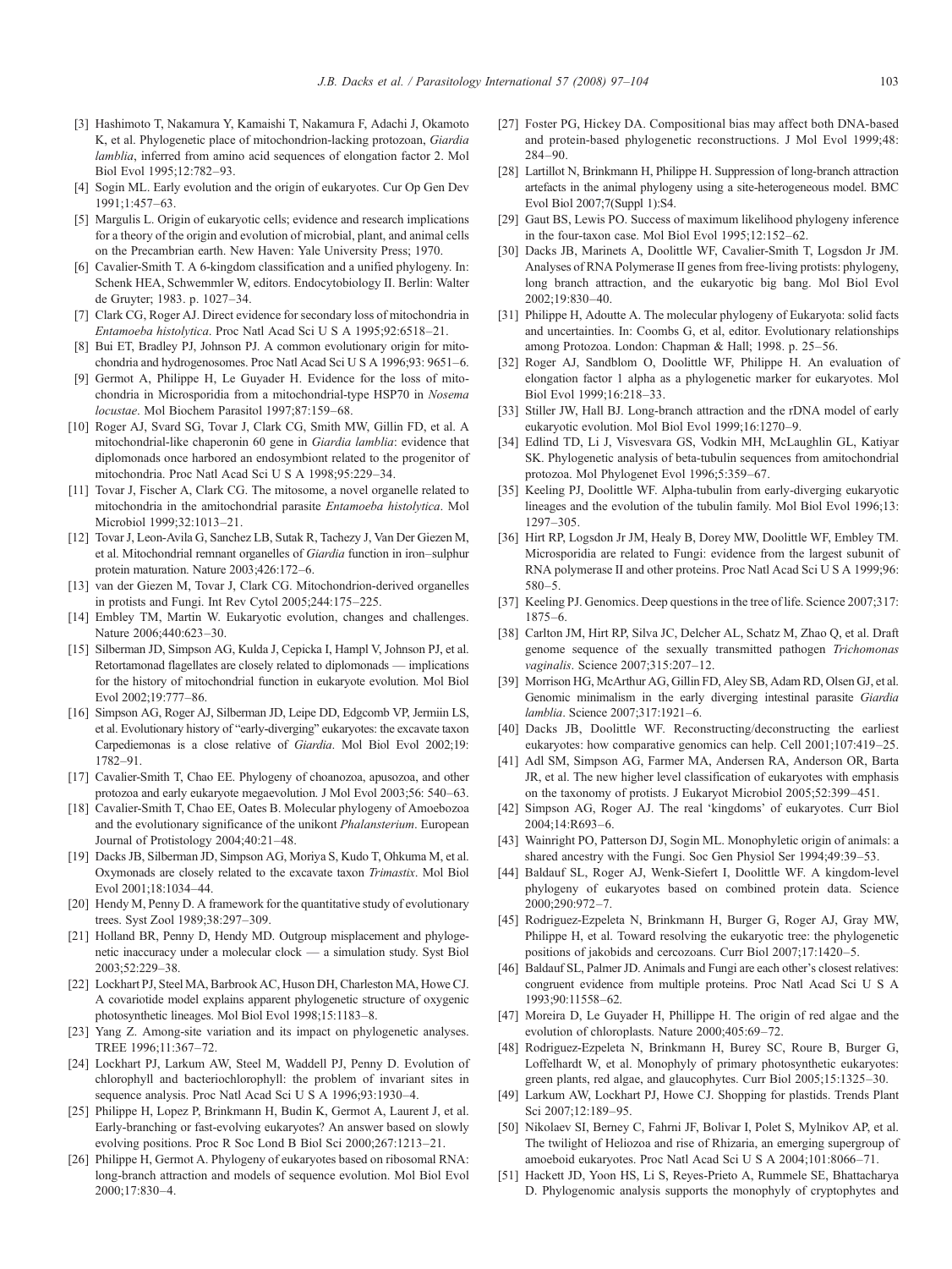[3] Hashimoto T, Nakamura Y, Kamaishi T, Nakamura F, Adachi J, Okamoto K, et al. Phylogenetic place of mitochondrion-lacking protozoan, *Giardia lamblia*, inferred from amino acid sequences of elongation factor 2. Mol Biol Evol 1995;12:782–93.

[4] Sogin ML. Early evolution and the origin of eukaryotes. Cur Op Gen Dev 1991;1:457–63.

[5] Margulis L. Origin of eukaryotic cells; evidence and research implications for a theory of the origin and evolution of microbial, plant, and animal cells on the Precambrian earth. New Haven: Yale University Press; 1970.

[6] Cavalier-Smith T. A 6-kingdom classification and a unified phylogeny. In: Schenk HEA, Schwemmler W, editors. Endocytobiology II. Berlin: Walter de Gruyter; 1983. p. 1027–34.

[7] Clark CG, Roger AJ. Direct evidence for secondary loss of mitochondria in *Entamoeba histolytica*. Proc Natl Acad Sci U S A 1995;92:6518–21.

[8] Bui ET, Bradley PJ, Johnson PJ. A common evolutionary origin for mitochondria and hydrogenosomes. Proc Natl Acad Sci U S A 1996;93: 9651–6.

[9] Germot A, Philippe H, Le Guyader H. Evidence for the loss of mitochondria in Microsporidia from a mitochondrial-type HSP70 in *Nosema locustae*. Mol Biochem Parasitol 1997;87:159–68.

[10] Roger AJ, Svard SG, Tovar J, Clark CG, Smith MW, Gillin FD, et al. A mitochondrial-like chaperonin 60 gene in *Giardia lamblia*: evidence that diplomonads once harbored an endosymbiont related to the progenitor of mitochondria. Proc Natl Acad Sci U S A 1998;95:229–34.

[11] Tovar J, Fischer A, Clark CG. The mitosome, a novel organelle related to mitochondria in the amitochondrial parasite *Entamoeba histolytica*. Mol Microbiol 1999;32:1013–21.

[12] Tovar J, Leon-Avila G, Sanchez LB, Sutak R, Tachezy J, Van Der Giezen M, et al. Mitochondrial remnant organelles of *Giardia* function in iron–sulphur protein maturation. Nature 2003;426:172–6.

[13] van der Giezen M, Tovar J, Clark CG. Mitochondrion-derived organelles in protists and Fungi. Int Rev Cytol 2005;244:175–225.

[14] Embley TM, Martin W. Eukaryotic evolution, changes and challenges. Nature 2006;440:623–30.

[15] Silberman JD, Simpson AG, Kulda J, Cepicka I, Hampl V, Johnson PJ, et al. Retortamonad flagellates are closely related to diplomonads — implications for the history of mitochondrial function in eukaryote evolution. Mol Biol Evol 2002;19:777–86.

[16] Simpson AG, Roger AJ, Silberman JD, Leipe DD, Edgcomb VP, Jermiin LS, et al. Evolutionary history of "early-diverging" eukaryotes: the excavate taxon Carpediemonas is a close relative of *Giardia*. Mol Biol Evol 2002;19: 1782–91.

[17] Cavalier-Smith T, Chao EE. Phylogeny of choanozoa, apusozoa, and other protozoa and early eukaryote megaevolution. J Mol Evol 2003;56: 540–63.

[18] Cavalier-Smith T, Chao EE, Oates B. Molecular phylogeny of Amoebozoa and the evolutionary significance of the unikont *Phalansterium*. European Journal of Protistology 2004;40:21–48.

[19] Dacks JB, Silberman JD, Simpson AG, Moriya S, Kudo T, Ohkuma M, et al. Oxymonads are closely related to the excavate taxon *Trimastix*. Mol Biol Evol 2001;18:1034–44.

[20] Hendy M, Penny D. A framework for the quantitative study of evolutionary trees. Syst Zool 1989;38:297–309.

[21] Holland BR, Penny D, Hendy MD. Outgroup misplacement and phylogenetic inaccuracy under a molecular clock — a simulation study. Syst Biol 2003;52:229–38.

[22] Lockhart PJ, Steel MA, Barbrook AC, Huson DH, Charleston MA, Howe CJ. A covariotide model explains apparent phylogenetic structure of oxygenic photosynthetic lineages. Mol Biol Evol 1998;15:1183–8.

[23] Yang Z. Among-site variation and its impact on phylogenetic analyses. TREE 1996;11:367–72.

[24] Lockhart PJ, Larkum AW, Steel M, Waddell PJ, Penny D. Evolution of chlorophyll and bacteriochlorophyll: the problem of invariant sites in sequence analysis. Proc Natl Acad Sci U S A 1996;93:1930–4.

[25] Philippe H, Lopez P, Brinkmann H, Budin K, Germot A, Laurent J, et al. Early-branching or fast-evolving eukaryotes? An answer based on slowly evolving positions. Proc R Soc Lond B Biol Sci 2000;267:1213–21.

[26] Philippe H, Germot A. Phylogeny of eukaryotes based on ribosomal RNA: long-branch attraction and models of sequence evolution. Mol Biol Evol 2000;17:830–4.

[27] Foster PG, Hickey DA. Compositional bias may affect both DNA-based and protein-based phylogenetic reconstructions. J Mol Evol 1999;48: 284–90.

[28] Lartillot N, Brinkmann H, Philippe H. Suppression of long-branch attraction artefacts in the animal phylogeny using a site-heterogeneous model. BMC Evol Biol 2007;7(Suppl 1):S4.

[29] Gaut BS, Lewis PO. Success of maximum likelihood phylogeny inference in the four-taxon case. Mol Biol Evol 1995;12:152–62.

[30] Dacks JB, Marinets A, Doolittle WF, Cavalier-Smith T, Logsdon Jr JM. Analyses of RNA Polymerase II genes from free-living protists: phylogeny, long branch attraction, and the eukaryotic big bang. Mol Biol Evol 2002;19:830–40.

[31] Philippe H, Adoutte A. The molecular phylogeny of Eukaryota: solid facts and uncertainties. In: Coombs G, et al, editor. Evolutionary relationships among Protozoa. London: Chapman & Hall; 1998. p. 25–56.

[32] Roger AJ, Sandblom O, Doolittle WF, Philippe H. An evaluation of elongation factor 1 alpha as a phylogenetic marker for eukaryotes. Mol Biol Evol 1999;16:218–33.

[33] Stiller JW, Hall BJ. Long-branch attraction and the rDNA model of early eukaryotic evolution. Mol Biol Evol 1999;16:1270–9.

[34] Edlind TD, Li J, Visvesvara GS, Vodkin MH, McLaughlin GL, Katiyar SK. Phylogenetic analysis of beta-tubulin sequences from amitochondrial protozoa. Mol Phylogenet Evol 1996;5:359–67.

[35] Keeling PJ, Doolittle WF. Alpha-tubulin from early-diverging eukaryotic lineages and the evolution of the tubulin family. Mol Biol Evol 1996;13: 1297–305.

[36] Hirt RP, Logsdon Jr JM, Healy B, Dorey MW, Doolittle WF, Embley TM. Microsporidia are related to Fungi: evidence from the largest subunit of RNA polymerase II and other proteins. Proc Natl Acad Sci U S A 1999;96: 580–5.

[37] Keeling PJ. Genomics. Deep questions in the tree of life. Science 2007;317: 1875–6.

[38] Carlton JM, Hirt RP, Silva JC, Delcher AL, Schatz M, Zhao Q, et al. Draft genome sequence of the sexually transmitted pathogen *Trichomonas vaginalis*. Science 2007;315:207–12.

[39] Morrison HG, McArthur AG, Gillin FD, Aley SB, Adam RD, Olsen GJ, et al. Genomic minimalism in the early diverging intestinal parasite *Giardia lamblia*. Science 2007;317:1921–6.

[40] Dacks JB, Doolittle WF. Reconstructing/deconstructing the earliest eukaryotes: how comparative genomics can help. Cell 2001;107:419–25.

[41] Adl SM, Simpson AG, Farmer MA, Andersen RA, Anderson OR, Barta JR, et al. The new higher level classification of eukaryotes with emphasis on the taxonomy of protists. J Eukaryot Microbiol 2005;52:399–451.

[42] Simpson AG, Roger AJ. The real 'kingdoms' of eukaryotes. Curr Biol 2004;14:R693–6.

[43] Wainright PO, Patterson DJ, Sogin ML. Monophyletic origin of animals: a shared ancestry with the Fungi. Soc Gen Physiol Ser 1994;49:39–53.

[44] Baldauf SL, Roger AJ, Wenk-Siefert I, Doolittle WF. A kingdom-level phylogeny of eukaryotes based on combined protein data. Science 2000;290:972–7.

[45] Rodriguez-Ezpeleta N, Brinkmann H, Burger G, Roger AJ, Gray MW, Philippe H, et al. Toward resolving the eukaryotic tree: the phylogenetic positions of jakobids and cercozoans. Curr Biol 2007;17:1420–5.

[46] Baldauf SL, Palmer JD. Animals and Fungi are each other's closest relatives: congruent evidence from multiple proteins. Proc Natl Acad Sci U S A 1993;90:11558–62.

[47] Moreira D, Le Guyader H, Phillippe H. The origin of red algae and the evolution of chloroplasts. Nature 2000;405:69–72.

[48] Rodriguez-Ezpeleta N, Brinkmann H, Burey SC, Roure B, Burger G, Loffelhardt W, et al. Monophyly of primary photosynthetic eukaryotes: green plants, red algae, and glaucophytes. Curr Biol 2005;15:1325–30.

[49] Larkum AW, Lockhart PJ, Howe CJ. Shopping for plastids. Trends Plant Sci 2007;12:189–95.

[50] Nikolaev SI, Berney C, Fahrni JF, Bolivar I, Polet S, Mylnikov AP, et al. The twilight of Heliozoa and rise of Rhizaria, an emerging supergroup of amoeboid eukaryotes. Proc Natl Acad Sci U S A 2004;101:8066–71.

[51] Hackett JD, Yoon HS, Li S, Reyes-Prieto A, Rummele SE, Bhattacharya D. Phylogenomic analysis supports the monophyly of cryptophytes and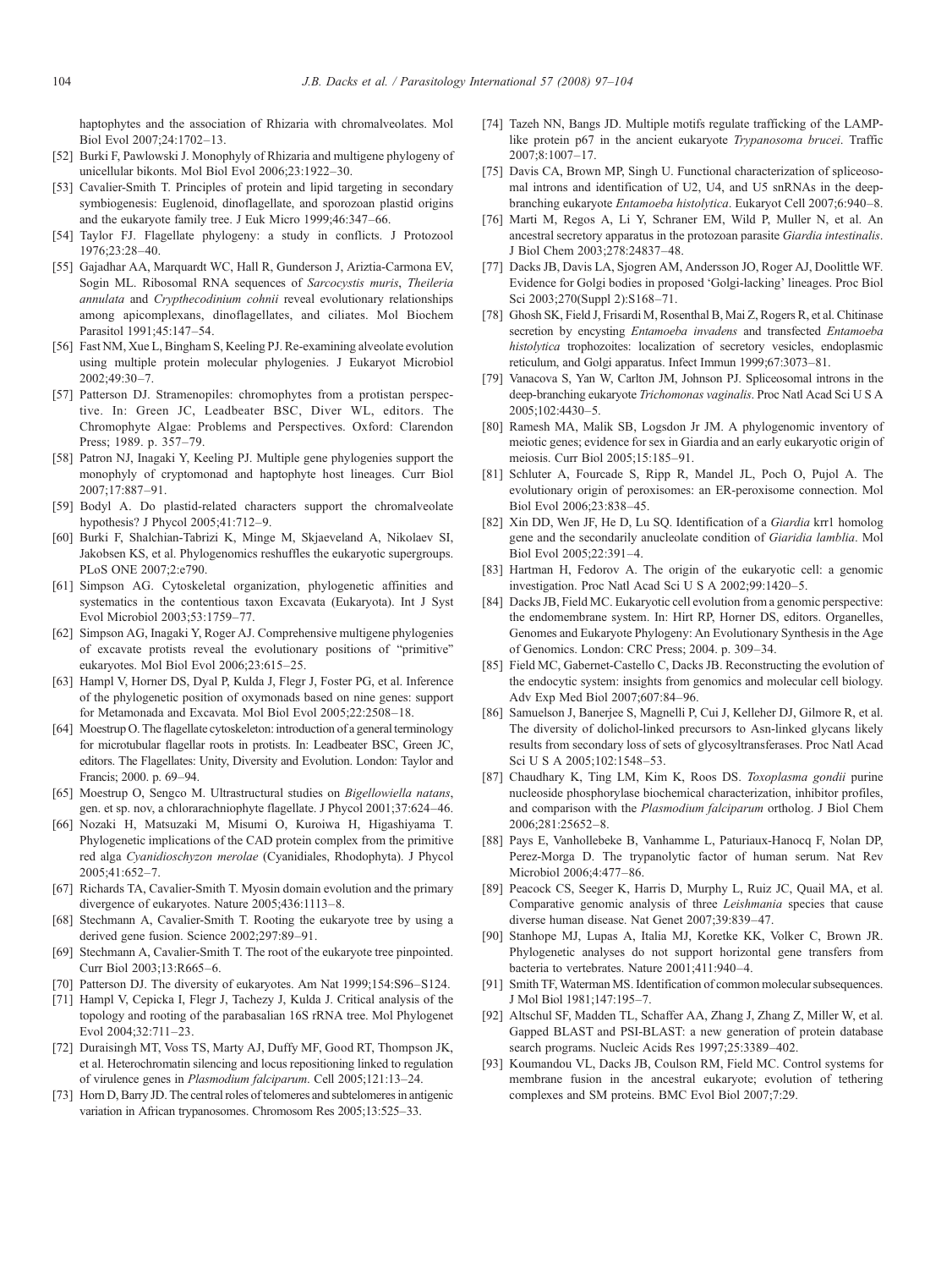haptophytes and the association of Rhizaria with chromalveolates. Mol Biol Evol 2007;24:1702–13.

[52] Burki F, Pawlowski J. Monophyly of Rhizaria and multigene phylogeny of unicellular bikonts. Mol Biol Evol 2006;23:1922–30.

[53] Cavalier-Smith T. Principles of protein and lipid targeting in secondary symbiogenesis: Euglenoid, dinoflagellate, and sporozoan plastid origins and the eukaryote family tree. J Euk Micro 1999;46:347–66.

[54] Taylor FJ. Flagellate phylogeny: a study in conflicts. J Protozool 1976;23:28–40.

[55] Gajadhar AA, Marquardt WC, Hall R, Gunderson J, Ariztia-Carmona EV, Sogin ML. Ribosomal RNA sequences of *Sarcocystis muris*, *Theileria annulata* and *Crypthecodinium cohnii* reveal evolutionary relationships among apicomplexans, dinoflagellates, and ciliates. Mol Biochem Parasitol 1991;45:147–54.

[56] Fast NM, Xue L, Bingham S, Keeling PJ. Re-examining alveolate evolution using multiple protein molecular phylogenies. J Eukaryot Microbiol 2002;49:30–7.

[57] Patterson DJ. Stramenopiles: chromophytes from a protistan perspective. In: Green JC, Leadbeater BSC, Diver WL, editors. The Chromophyte Algae: Problems and Perspectives. Oxford: Clarendon Press; 1989. p. 357–79.

[58] Patron NJ, Inagaki Y, Keeling PJ. Multiple gene phylogenies support the monophyly of cryptomonad and haptophyte host lineages. Curr Biol 2007;17:887–91.

[59] Bodyl A. Do plastid-related characters support the chromalveolate hypothesis? J Phycol 2005;41:712–9.

[60] Burki F, Shalchian-Tabrizi K, Minge M, Skjaeveland A, Nikolaev SI, Jakobsen KS, et al. Phylogenomics reshuffles the eukaryotic supergroups. PLoS ONE 2007;2:e790.

[61] Simpson AG. Cytoskeletal organization, phylogenetic affinities and systematics in the contentious taxon Excavata (Eukaryota). Int J Syst Evol Microbiol 2003;53:1759–77.

[62] Simpson AG, Inagaki Y, Roger AJ. Comprehensive multigene phylogenies of excavate protists reveal the evolutionary positions of "primitive" eukaryotes. Mol Biol Evol 2006;23:615–25.

[63] Hampl V, Horner DS, Dyal P, Kulda J, Flegr J, Foster PG, et al. Inference of the phylogenetic position of oxymonads based on nine genes: support for Metamonada and Excavata. Mol Biol Evol 2005;22:2508–18.

[64] Moestrup O. The flagellate cytoskeleton: introduction of a general terminology for microtubular flagellar roots in protists. In: Leadbeater BSC, Green JC, editors. The Flagellates: Unity, Diversity and Evolution. London: Taylor and Francis; 2000. p. 69–94.

[65] Moestrup O, Sengco M. Ultrastructural studies on *Bigelowiella natans*, gen. et sp. nov, a chlorarachniophyte flagellate. J Phycol 2001;37:624–46.

[66] Nozaki H, Matsuzaki M, Misumi O, Kuroiwa H, Higashiyama T. Phylogenetic implications of the CAD protein complex from the primitive red alga *Cyanidioschyzon merolae* (Cyanidiales, Rhodophyta). J Phycol 2005;41:652–7.

[67] Richards TA, Cavalier-Smith T. Myosin domain evolution and the primary divergence of eukaryotes. Nature 2005;436:1113–8.

[68] Stechmann A, Cavalier-Smith T. Rooting the eukaryote tree by using a derived gene fusion. Science 2002;297:89–91.

[69] Stechmann A, Cavalier-Smith T. The root of the eukaryote tree pinpointed. Curr Biol 2003;13:R665–6.

[70] Patterson DJ. The diversity of eukaryotes. Am Nat 1999;154:S96–S124.

[71] Hampl V, Cepicka I, Flegr J, Tachezy J, Kulda J. Critical analysis of the topology and rooting of the parabasalian 16S rRNA tree. Mol Phylogenet Evol 2004;32:711–23.

[72] Duraisingh MT, Voss TS, Marty AJ, Duffy MF, Good RT, Thompson JK, et al. Heterochromatin silencing and locus repositioning linked to regulation of virulence genes in *Plasmodium falciparum*. Cell 2005;121:13–24.

[73] Horn D, Barry JD. The central roles of telomeres and subtelomeres in antigenic variation in African trypanosomes. Chromosom Res 2005;13:525–33.

[74] Tazeh NN, Bangs JD. Multiple motifs regulate trafficking of the LAMP-like protein p67 in the ancient eukaryote *Trypanosoma brucei*. Traffic 2007;8:1007–17.

[75] Davis CA, Brown MP, Singh U. Functional characterization of spliceosomal introns and identification of U2, U4, and U5 snRNAs in the deep-branching eukaryote *Entamoeba histolytica*. Eukaryot Cell 2007;6:940–8.

[76] Marti M, Regos A, Li Y, Schraner EM, Wild P, Muller N, et al. An ancestral secretory apparatus in the protozoan parasite *Giardia intestinalis*. J Biol Chem 2003;278:24837–48.

[77] Dacks JB, Davis LA, Sjogren AM, Andersson JO, Roger AJ, Doolittle WF. Evidence for Golgi bodies in proposed 'Golgi-lacking' lineages. Proc Biol Sci 2003;270(Suppl 2):S168–71.

[78] Ghosh SK, Field J, Frisardi M, Rosenthal B, Mai Z, Rogers R, et al. Chitinase secretion by encysting *Entamoeba invadens* and transfected *Entamoeba histolytica* trophozoites: localization of secretory vesicles, endoplasmic reticulum, and Golgi apparatus. Infect Immun 1999;67:3073–81.

[79] Vanacova S, Yan W, Carlton JM, Johnson PJ. Spliceosomal introns in the deep-branching eukaryote *Trichomonas vaginalis*. Proc Natl Acad Sci U S A 2005;102:4430–5.

[80] Ramesh MA, Malik SB, Logsdon Jr JM. A phylogenomic inventory of meiotic genes; evidence for sex in Giardia and an early eukaryotic origin of meiosis. Curr Biol 2005;15:185–91.

[81] Schluter A, Fourcade S, Ripp R, Mandel JL, Poch O, Pujol A. The evolutionary origin of peroxisomes: an ER-peroxisome connection. Mol Biol Evol 2006;23:838–45.

[82] Xin DD, Wen JF, He D, Lu SQ. Identification of a *Giardia* krr1 homolog gene and the secondarily anucleolate condition of *Giaridia lamblia*. Mol Biol Evol 2005;22:391–4.

[83] Hartman H, Fedorov A. The origin of the eukaryotic cell: a genomic investigation. Proc Natl Acad Sci U S A 2002;99:1420–5.

[84] Dacks JB, Field MC. Eukaryotic cell evolution from a genomic perspective: the endomembrane system. In: Hirt RP, Horner DS, editors. Organelles, Genomes and Eukaryote Phylogeny: An Evolutionary Synthesis in the Age of Genomics. London: CRC Press; 2004. p. 309–34.

[85] Field MC, Gabernet-Castello C, Dacks JB. Reconstructing the evolution of the endocytic system: insights from genomics and molecular cell biology. Adv Exp Med Biol 2007;607:84–96.

[86] Samuelson J, Banerjee S, Magnelli P, Cui J, Kelleher DJ, Gilmore R, et al. The diversity of dolichol-linked precursors to Asn-linked glycans likely results from secondary loss of sets of glycosyltransferases. Proc Natl Acad Sci U S A 2005;102:1548–53.

[87] Chaudhary K, Ting LM, Kim K, Roos DS. *Toxoplasma gondii* purine nucleoside phosphorylase biochemical characterization, inhibitor profiles, and comparison with the *Plasmodium falciparum* ortholog. J Biol Chem 2006;281:25652–8.

[88] Pays E, Vanhollebeke B, Vanhamme L, Paturiaux-Hanocq F, Nolan DP, Perez-Morga D. The trypanolytic factor of human serum. Nat Rev Microbiol 2006;4:477–86.

[89] Peacock CS, Seeger K, Harris D, Murphy L, Ruiz JC, Quail MA, et al. Comparative genomic analysis of three *Leishmania* species that cause diverse human disease. Nat Genet 2007;39:839–47.

[90] Stanhope MJ, Lupas A, Italia MJ, Koretke KK, Volker C, Brown JR. Phylogenetic analyses do not support horizontal gene transfers from bacteria to vertebrates. Nature 2001;411:940–4.

[91] Smith TF, Waterman MS. Identification of common molecular subsequences. J Mol Biol 1981;147:195–7.

[92] Altschul SF, Madden TL, Schaffer AA, Zhang J, Zhang Z, Miller W, et al. Gapped BLAST and PSI-BLAST: a new generation of protein database search programs. Nucleic Acids Res 1997;25:3389–402.

[93] Koumandou VL, Dacks JB, Coulson RM, Field MC. Control systems for membrane fusion in the ancestral eukaryote; evolution of tethering complexes and SM proteins. BMC Evol Biol 2007;7:29.